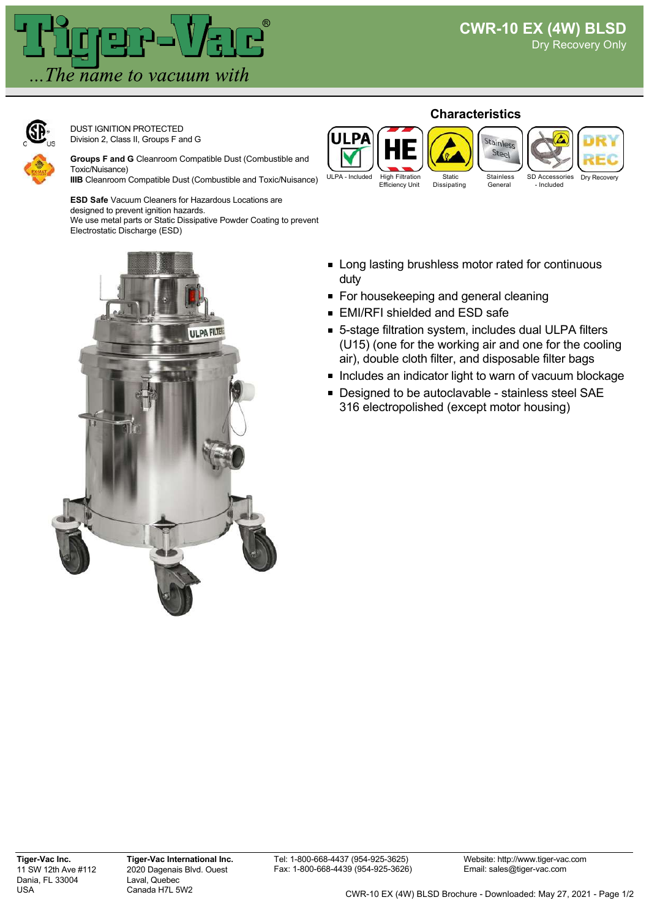# CWR-10 EX (4W) BLSD

Dry Recovery Only

DUST IGNITION PROTECTED
Division 2, Class II, Groups F and G

**Groups F and G** Cleanroom Compatible Dust (Combustible and Toxic/Nuisance)
**IIIB** Cleanroom Compatible Dust (Combustible and Toxic/Nuisance)

**ESD Safe** Vacuum Cleaners for Hazardous Locations are designed to prevent ignition hazards.
We use metal parts or Static Dissipative Powder Coating to prevent Electrostatic Discharge (ESD)

## Characteristics

- ULPA - Included
- High Filtration Efficiency Unit
- Static Dissipating
- Stainless General
- SD Accessories - Included
- Dry Recovery

- Long lasting brushless motor rated for continuous duty
- For housekeeping and general cleaning
- EMI/RFI shielded and ESD safe
- 5-stage filtration system, includes dual ULPA filters (U15) (one for the working air and one for the cooling air), double cloth filter, and disposable filter bags
- Includes an indicator light to warn of vacuum blockage
- Designed to be autoclavable - stainless steel SAE 316 electropolished (except motor housing)

**Tiger-Vac Inc.**
11 SW 12th Ave #112
Dania, FL 33004
USA

**Tiger-Vac International Inc.**
2020 Dagenais Blvd. Ouest
Laval, Quebec
Canada H7L 5W2

Tel: 1-800-668-4437 (954-925-3625)
Fax: 1-800-668-4439 (954-925-3626)

Website: http://www.tiger-vac.com
Email: sales@tiger-vac.com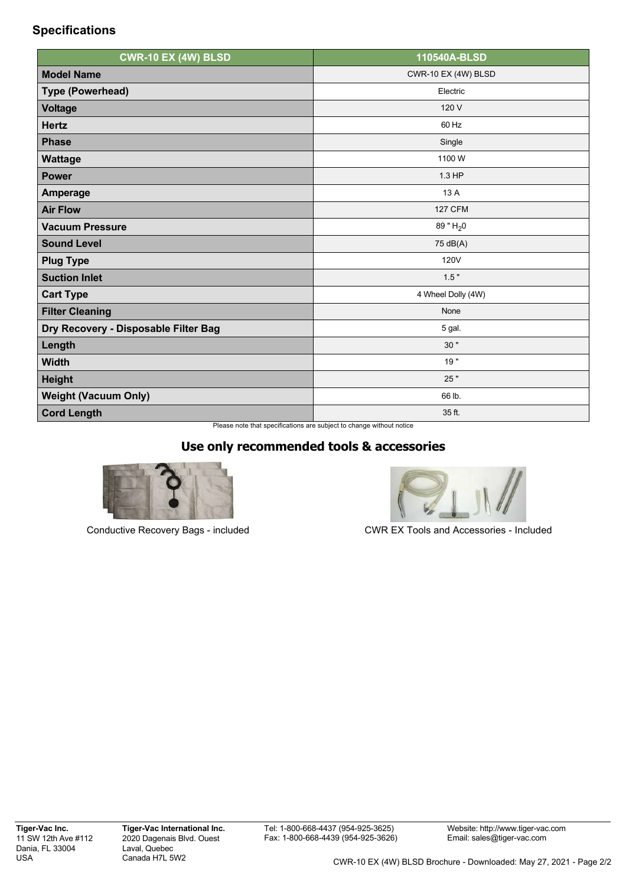## Specifications

| CWR-10 EX (4W) BLSD | 110540A-BLSD |
| --- | --- |
| **Model Name** | CWR-10 EX (4W) BLSD |
| **Type (Powerhead)** | Electric |
| **Voltage** | 120 V |
| **Hertz** | 60 Hz |
| **Phase** | Single |
| **Wattage** | 1100 W |
| **Power** | 1.3 HP |
| **Amperage** | 13 A |
| **Air Flow** | 127 CFM |
| **Vacuum Pressure** | 89 " $H_2$0 |
| **Sound Level** | 75 dB(A) |
| **Plug Type** | 120V |
| **Suction Inlet** | 1.5 " |
| **Cart Type** | 4 Wheel Dolly (4W) |
| **Filter Cleaning** | None |
| **Dry Recovery - Disposable Filter Bag** | 5 gal. |
| **Length** | 30 " |
| **Width** | 19 " |
| **Height** | 25 " |
| **Weight (Vacuum Only)** | 66 lb. |
| **Cord Length** | 35 ft. |

Please note that specifications are subject to change without notice

## Use only recommended tools & accessories

Conductive Recovery Bags - included

CWR EX Tools and Accessories - Included

**Tiger-Vac Inc.**
11 SW 12th Ave #112
Dania, FL 33004
USA

**Tiger-Vac International Inc.**
2020 Dagenais Blvd. Ouest
Laval, Quebec
Canada H7L 5W2

Tel: 1-800-668-4437 (954-925-3625)
Fax: 1-800-668-4439 (954-925-3626)

Website: http://www.tiger-vac.com
Email: sales@tiger-vac.com

CWR-10 EX (4W) BLSD Brochure - Downloaded: May 27, 2021